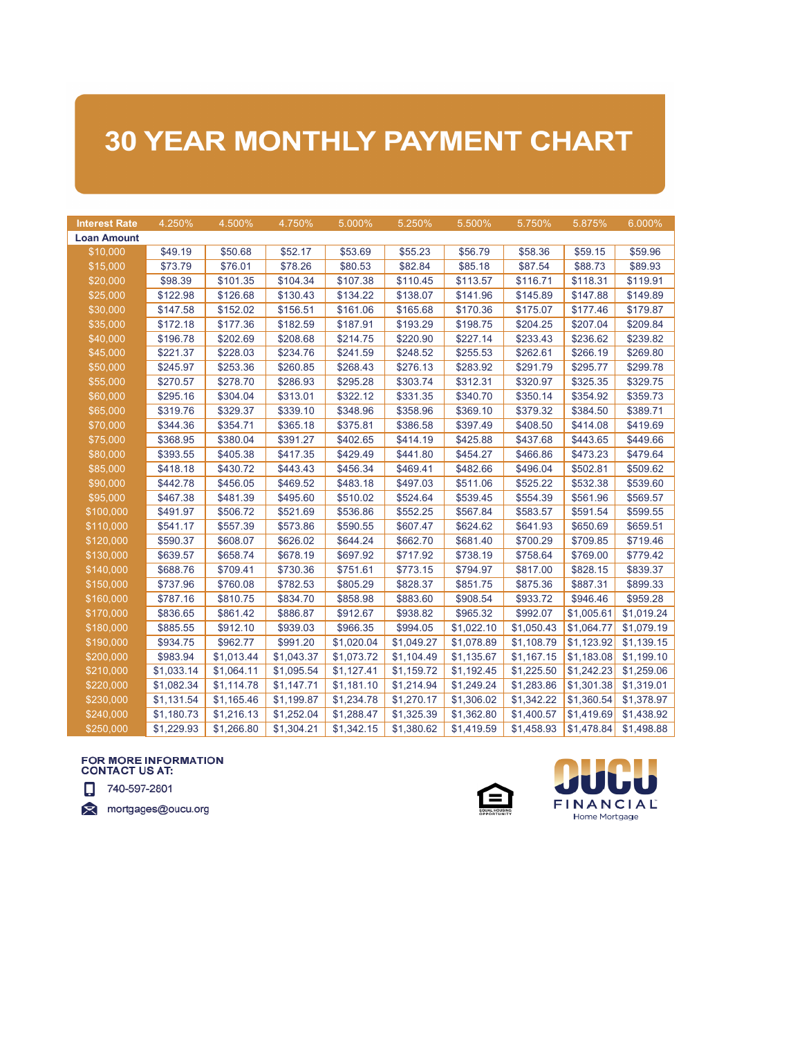# 30 YEAR MONTHLY PAYMENT CHART

| Interest Rate | 4.250% | 4.500% | 4.750% | 5.000% | 5.250% | 5.500% | 5.750% | 5.875% | 6.000% |
|---|---|---|---|---|---|---|---|---|---|
| **Loan Amount** | | | | | | | | | |
| $10,000 | $49.19 | $50.68 | $52.17 | $53.69 | $55.23 | $56.79 | $58.36 | $59.15 | $59.96 |
| $15,000 | $73.79 | $76.01 | $78.26 | $80.53 | $82.84 | $85.18 | $87.54 | $88.73 | $89.93 |
| $20,000 | $98.39 | $101.35 | $104.34 | $107.38 | $110.45 | $113.57 | $116.71 | $118.31 | $119.91 |
| $25,000 | $122.98 | $126.68 | $130.43 | $134.22 | $138.07 | $141.96 | $145.89 | $147.88 | $149.89 |
| $30,000 | $147.58 | $152.02 | $156.51 | $161.06 | $165.68 | $170.36 | $175.07 | $177.46 | $179.87 |
| $35,000 | $172.18 | $177.36 | $182.59 | $187.91 | $193.29 | $198.75 | $204.25 | $207.04 | $209.84 |
| $40,000 | $196.78 | $202.69 | $208.68 | $214.75 | $220.90 | $227.14 | $233.43 | $236.62 | $239.82 |
| $45,000 | $221.37 | $228.03 | $234.76 | $241.59 | $248.52 | $255.53 | $262.61 | $266.19 | $269.80 |
| $50,000 | $245.97 | $253.36 | $260.85 | $268.43 | $276.13 | $283.92 | $291.79 | $295.77 | $299.78 |
| $55,000 | $270.57 | $278.70 | $286.93 | $295.28 | $303.74 | $312.31 | $320.97 | $325.35 | $329.75 |
| $60,000 | $295.16 | $304.04 | $313.01 | $322.12 | $331.35 | $340.70 | $350.14 | $354.92 | $359.73 |
| $65,000 | $319.76 | $329.37 | $339.10 | $348.96 | $358.96 | $369.10 | $379.32 | $384.50 | $389.71 |
| $70,000 | $344.36 | $354.71 | $365.18 | $375.81 | $386.58 | $397.49 | $408.50 | $414.08 | $419.69 |
| $75,000 | $368.95 | $380.04 | $391.27 | $402.65 | $414.19 | $425.88 | $437.68 | $443.65 | $449.66 |
| $80,000 | $393.55 | $405.38 | $417.35 | $429.49 | $441.80 | $454.27 | $466.86 | $473.23 | $479.64 |
| $85,000 | $418.18 | $430.72 | $443.43 | $456.34 | $469.41 | $482.66 | $496.04 | $502.81 | $509.62 |
| $90,000 | $442.78 | $456.05 | $469.52 | $483.18 | $497.03 | $511.06 | $525.22 | $532.38 | $539.60 |
| $95,000 | $467.38 | $481.39 | $495.60 | $510.02 | $524.64 | $539.45 | $554.39 | $561.96 | $569.57 |
| $100,000 | $491.97 | $506.72 | $521.69 | $536.86 | $552.25 | $567.84 | $583.57 | $591.54 | $599.55 |
| $110,000 | $541.17 | $557.39 | $573.86 | $590.55 | $607.47 | $624.62 | $641.93 | $650.69 | $659.51 |
| $120,000 | $590.37 | $608.07 | $626.02 | $644.24 | $662.70 | $681.40 | $700.29 | $709.85 | $719.46 |
| $130,000 | $639.57 | $658.74 | $678.19 | $697.92 | $717.92 | $738.19 | $758.64 | $769.00 | $779.42 |
| $140,000 | $688.76 | $709.41 | $730.36 | $751.61 | $773.15 | $794.97 | $817.00 | $828.15 | $839.37 |
| $150,000 | $737.96 | $760.08 | $782.53 | $805.29 | $828.37 | $851.75 | $875.36 | $887.31 | $899.33 |
| $160,000 | $787.16 | $810.75 | $834.70 | $858.98 | $883.60 | $908.54 | $933.72 | $946.46 | $959.28 |
| $170,000 | $836.65 | $861.42 | $886.87 | $912.67 | $938.82 | $965.32 | $992.07 | $1,005.61 | $1,019.24 |
| $180,000 | $885.55 | $912.10 | $939.03 | $966.35 | $994.05 | $1,022.10 | $1,050.43 | $1,064.77 | $1,079.19 |
| $190,000 | $934.75 | $962.77 | $991.20 | $1,020.04 | $1,049.27 | $1,078.89 | $1,108.79 | $1,123.92 | $1,139.15 |
| $200,000 | $983.94 | $1,013.44 | $1,043.37 | $1,073.72 | $1,104.49 | $1,135.67 | $1,167.15 | $1,183.08 | $1,199.10 |
| $210,000 | $1,033.14 | $1,064.11 | $1,095.54 | $1,127.41 | $1,159.72 | $1,192.45 | $1,225.50 | $1,242.23 | $1,259.06 |
| $220,000 | $1,082.34 | $1,114.78 | $1,147.71 | $1,181.10 | $1,214.94 | $1,249.24 | $1,283.86 | $1,301.38 | $1,319.01 |
| $230,000 | $1,131.54 | $1,165.46 | $1,199.87 | $1,234.78 | $1,270.17 | $1,306.02 | $1,342.22 | $1,360.54 | $1,378.97 |
| $240,000 | $1,180.73 | $1,216.13 | $1,252.04 | $1,288.47 | $1,325.39 | $1,362.80 | $1,400.57 | $1,419.69 | $1,438.92 |
| $250,000 | $1,229.93 | $1,266.80 | $1,304.21 | $1,342.15 | $1,380.62 | $1,419.59 | $1,458.93 | $1,478.84 | $1,498.88 |

**FOR MORE INFORMATION CONTACT US AT:**

740-597-2801

mortgages@oucu.org

EQUAL HOUSING OPPORTUNITY

OUCU FINANCIAL Home Mortgage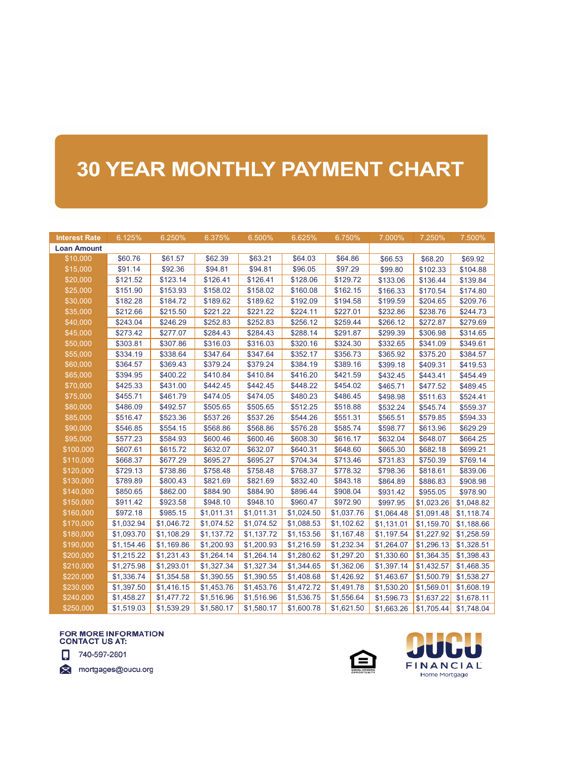# 30 YEAR MONTHLY PAYMENT CHART

| Interest Rate | 6.125% | 6.250% | 6.375% | 6.500% | 6.625% | 6.750% | 7.000% | 7.250% | 7.500% |
|---|---|---|---|---|---|---|---|---|---|
| **Loan Amount** | | | | | | | | | |
| $10,000 | $60.76 | $61.57 | $62.39 | $63.21 | $64.03 | $64.86 | $66.53 | $68.20 | $69.92 |
| $15,000 | $91.14 | $92.36 | $94.81 | $94.81 | $96.05 | $97.29 | $99.80 | $102.33 | $104.88 |
| $20,000 | $121.52 | $123.14 | $126.41 | $126.41 | $128.06 | $129.72 | $133.06 | $136.44 | $139.84 |
| $25,000 | $151.90 | $153.93 | $158.02 | $158.02 | $160.08 | $162.15 | $166.33 | $170.54 | $174.80 |
| $30,000 | $182.28 | $184.72 | $189.62 | $189.62 | $192.09 | $194.58 | $199.59 | $204.65 | $209.76 |
| $35,000 | $212.66 | $215.50 | $221.22 | $221.22 | $224.11 | $227.01 | $232.86 | $238.76 | $244.73 |
| $40,000 | $243.04 | $246.29 | $252.83 | $252.83 | $256.12 | $259.44 | $266.12 | $272.87 | $279.69 |
| $45,000 | $273.42 | $277.07 | $284.43 | $284.43 | $288.14 | $291.87 | $299.39 | $306.98 | $314.65 |
| $50,000 | $303.81 | $307.86 | $316.03 | $316.03 | $320.16 | $324.30 | $332.65 | $341.09 | $349.61 |
| $55,000 | $334.19 | $338.64 | $347.64 | $347.64 | $352.17 | $356.73 | $365.92 | $375.20 | $384.57 |
| $60,000 | $364.57 | $369.43 | $379.24 | $379.24 | $384.19 | $389.16 | $399.18 | $409.31 | $419.53 |
| $65,000 | $394.95 | $400.22 | $410.84 | $410.84 | $416.20 | $421.59 | $432.45 | $443.41 | $454.49 |
| $70,000 | $425.33 | $431.00 | $442.45 | $442.45 | $448.22 | $454.02 | $465.71 | $477.52 | $489.45 |
| $75,000 | $455.71 | $461.79 | $474.05 | $474.05 | $480.23 | $486.45 | $498.98 | $511.63 | $524.41 |
| $80,000 | $486.09 | $492.57 | $505.65 | $505.65 | $512.25 | $518.88 | $532.24 | $545.74 | $559.37 |
| $85,000 | $516.47 | $523.36 | $537.26 | $537.26 | $544.26 | $551.31 | $565.51 | $579.85 | $594.33 |
| $90,000 | $546.85 | $554.15 | $568.86 | $568.86 | $576.28 | $585.74 | $598.77 | $613.96 | $629.29 |
| $95,000 | $577.23 | $584.93 | $600.46 | $600.46 | $608.30 | $616.17 | $632.04 | $648.07 | $664.25 |
| $100,000 | $607.61 | $615.72 | $632.07 | $632.07 | $640.31 | $648.60 | $665.30 | $682.18 | $699.21 |
| $110,000 | $668.37 | $677.29 | $695.27 | $695.27 | $704.34 | $713.46 | $731.83 | $750.39 | $769.14 |
| $120,000 | $729.13 | $738.86 | $758.48 | $758.48 | $768.37 | $778.32 | $798.36 | $818.61 | $839.06 |
| $130,000 | $789.89 | $800.43 | $821.69 | $821.69 | $832.40 | $843.18 | $864.89 | $886.83 | $908.98 |
| $140,000 | $850.65 | $862.00 | $884.90 | $884.90 | $896.44 | $908.04 | $931.42 | $955.05 | $978.90 |
| $150,000 | $911.42 | $923.58 | $948.10 | $948.10 | $960.47 | $972.90 | $997.95 | $1,023.26 | $1,048.82 |
| $160,000 | $972.18 | $985.15 | $1,011.31 | $1,011.31 | $1,024.50 | $1,037.76 | $1,064.48 | $1,091.48 | $1,118.74 |
| $170,000 | $1,032.94 | $1,046.72 | $1,074.52 | $1,074.52 | $1,088.53 | $1,102.62 | $1,131.01 | $1,159.70 | $1,188.66 |
| $180,000 | $1,093.70 | $1,108.29 | $1,137.72 | $1,137.72 | $1,153.56 | $1,167.48 | $1,197.54 | $1,227.92 | $1,258.59 |
| $190,000 | $1,154.46 | $1,169.86 | $1,200.93 | $1,200.93 | $1,216.59 | $1,232.34 | $1,264.07 | $1,296.13 | $1,328.51 |
| $200,000 | $1,215.22 | $1,231.43 | $1,264.14 | $1,264.14 | $1,280.62 | $1,297.20 | $1,330.60 | $1,364.35 | $1,398.43 |
| $210,000 | $1,275.98 | $1,293.01 | $1,327.34 | $1,327.34 | $1,344.65 | $1,362.06 | $1,397.14 | $1,432.57 | $1,468.35 |
| $220,000 | $1,336.74 | $1,354.58 | $1,390.55 | $1,390.55 | $1,408.68 | $1,426.92 | $1,463.67 | $1,500.79 | $1,538.27 |
| $230,000 | $1,397.50 | $1,416.15 | $1,453.76 | $1,453.76 | $1,472.72 | $1,491.78 | $1,530.20 | $1,569.01 | $1,608.19 |
| $240,000 | $1,458.27 | $1,477.72 | $1,516.96 | $1,516.96 | $1,536.75 | $1,556.64 | $1,596.73 | $1,637.22 | $1,678.11 |
| $250,000 | $1,519.03 | $1,539.29 | $1,580.17 | $1,580.17 | $1,600.78 | $1,621.50 | $1,663.26 | $1,705.44 | $1,748.04 |

**FOR MORE INFORMATION CONTACT US AT:**

740-597-2801

mortgages@oucu.org

EQUAL HOUSING OPPORTUNITY

OUCU FINANCIAL Home Mortgage